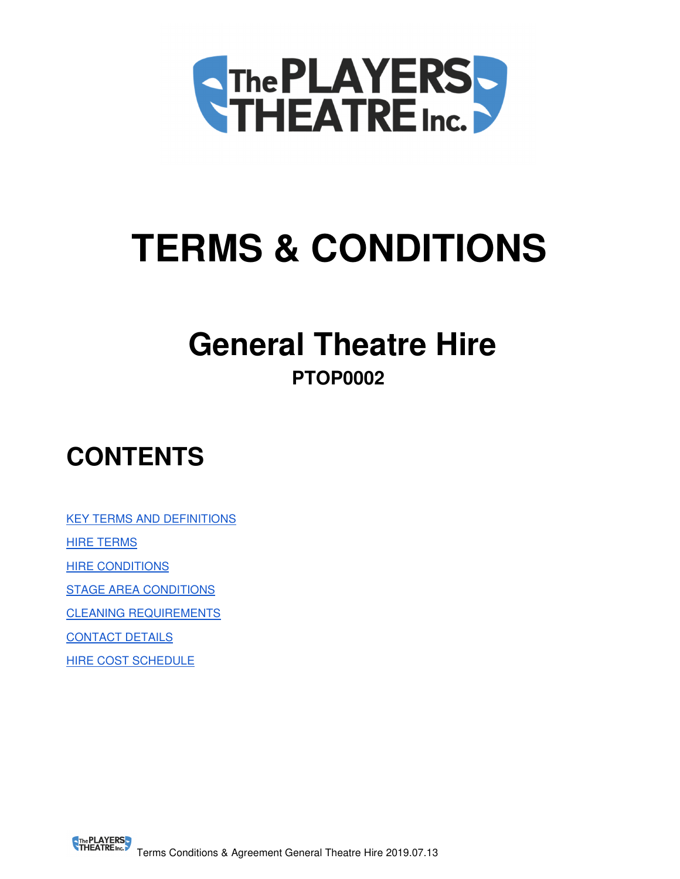# TERMS & CONDITIONS

## General Theatre Hire

**PTOP0002**

## CONTENTS

- KEY TERMS AND DEFINITIONS
- HIRE TERMS
- HIRE CONDITIONS
- STAGE AREA CONDITIONS
- CLEANING REQUIREMENTS
- CONTACT DETAILS
- HIRE COST SCHEDULE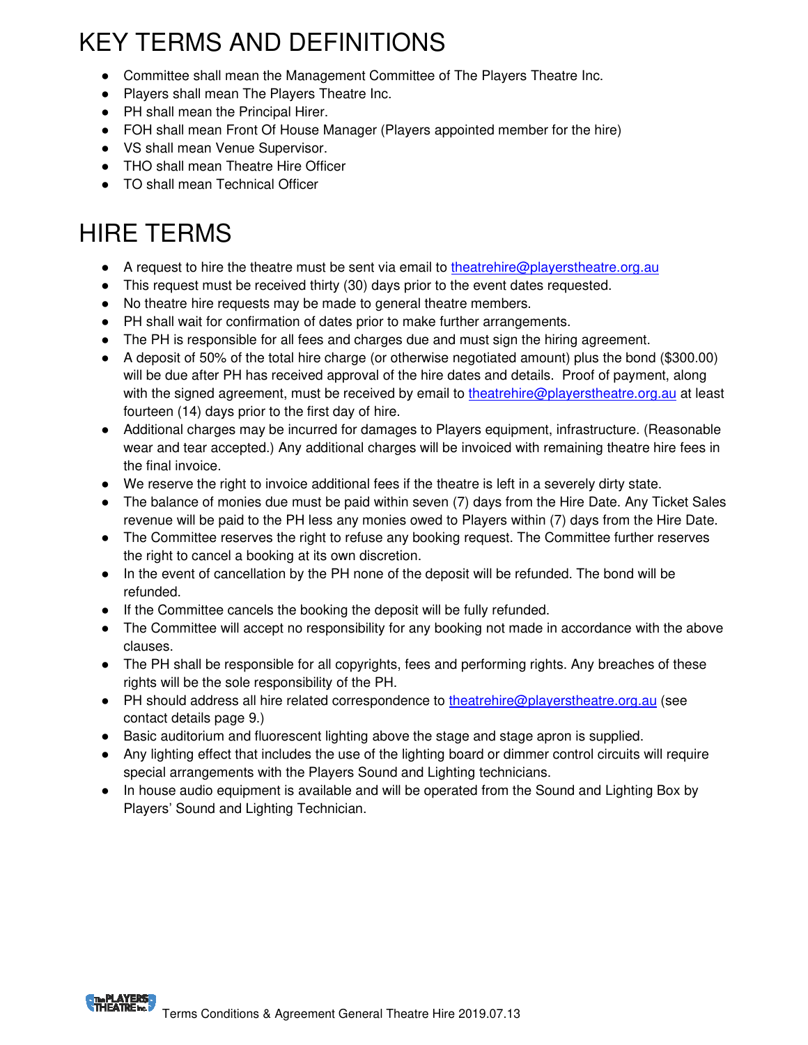# KEY TERMS AND DEFINITIONS

- Committee shall mean the Management Committee of The Players Theatre Inc.
- Players shall mean The Players Theatre Inc.
- PH shall mean the Principal Hirer.
- FOH shall mean Front Of House Manager (Players appointed member for the hire)
- VS shall mean Venue Supervisor.
- THO shall mean Theatre Hire Officer
- TO shall mean Technical Officer

# HIRE TERMS

- A request to hire the theatre must be sent via email to theatrehire@playerstheatre.org.au
- This request must be received thirty (30) days prior to the event dates requested.
- No theatre hire requests may be made to general theatre members.
- PH shall wait for confirmation of dates prior to make further arrangements.
- The PH is responsible for all fees and charges due and must sign the hiring agreement.
- A deposit of 50% of the total hire charge (or otherwise negotiated amount) plus the bond ($300.00) will be due after PH has received approval of the hire dates and details. Proof of payment, along with the signed agreement, must be received by email to theatrehire@playerstheatre.org.au at least fourteen (14) days prior to the first day of hire.
- Additional charges may be incurred for damages to Players equipment, infrastructure. (Reasonable wear and tear accepted.) Any additional charges will be invoiced with remaining theatre hire fees in the final invoice.
- We reserve the right to invoice additional fees if the theatre is left in a severely dirty state.
- The balance of monies due must be paid within seven (7) days from the Hire Date. Any Ticket Sales revenue will be paid to the PH less any monies owed to Players within (7) days from the Hire Date.
- The Committee reserves the right to refuse any booking request. The Committee further reserves the right to cancel a booking at its own discretion.
- In the event of cancellation by the PH none of the deposit will be refunded. The bond will be refunded.
- If the Committee cancels the booking the deposit will be fully refunded.
- The Committee will accept no responsibility for any booking not made in accordance with the above clauses.
- The PH shall be responsible for all copyrights, fees and performing rights. Any breaches of these rights will be the sole responsibility of the PH.
- PH should address all hire related correspondence to theatrehire@playerstheatre.org.au (see contact details page 9.)
- Basic auditorium and fluorescent lighting above the stage and stage apron is supplied.
- Any lighting effect that includes the use of the lighting board or dimmer control circuits will require special arrangements with the Players Sound and Lighting technicians.
- In house audio equipment is available and will be operated from the Sound and Lighting Box by Players' Sound and Lighting Technician.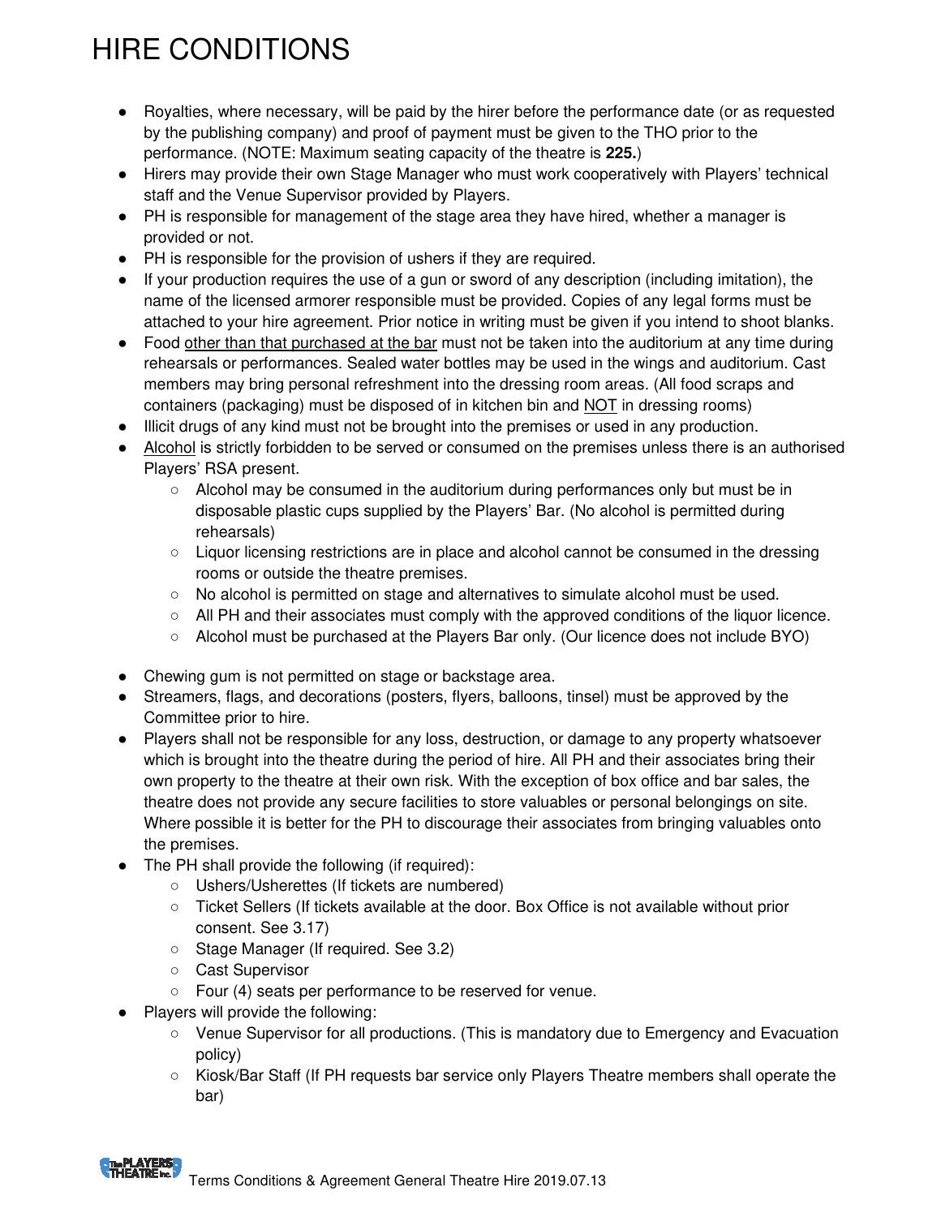# HIRE CONDITIONS

- Royalties, where necessary, will be paid by the hirer before the performance date (or as requested by the publishing company) and proof of payment must be given to the THO prior to the performance. (NOTE: Maximum seating capacity of the theatre is **225.**)
- Hirers may provide their own Stage Manager who must work cooperatively with Players' technical staff and the Venue Supervisor provided by Players.
- PH is responsible for management of the stage area they have hired, whether a manager is provided or not.
- PH is responsible for the provision of ushers if they are required.
- If your production requires the use of a gun or sword of any description (including imitation), the name of the licensed armorer responsible must be provided. Copies of any legal forms must be attached to your hire agreement. Prior notice in writing must be given if you intend to shoot blanks.
- Food <u>other than that purchased at the bar</u> must not be taken into the auditorium at any time during rehearsals or performances. Sealed water bottles may be used in the wings and auditorium. Cast members may bring personal refreshment into the dressing room areas. (All food scraps and containers (packaging) must be disposed of in kitchen bin and <u>NOT</u> in dressing rooms)
- Illicit drugs of any kind must not be brought into the premises or used in any production.
- <u>Alcohol</u> is strictly forbidden to be served or consumed on the premises unless there is an authorised Players' RSA present.
    - Alcohol may be consumed in the auditorium during performances only but must be in disposable plastic cups supplied by the Players' Bar. (No alcohol is permitted during rehearsals)
    - Liquor licensing restrictions are in place and alcohol cannot be consumed in the dressing rooms or outside the theatre premises.
    - No alcohol is permitted on stage and alternatives to simulate alcohol must be used.
    - All PH and their associates must comply with the approved conditions of the liquor licence.
    - Alcohol must be purchased at the Players Bar only. (Our licence does not include BYO)
- Chewing gum is not permitted on stage or backstage area.
- Streamers, flags, and decorations (posters, flyers, balloons, tinsel) must be approved by the Committee prior to hire.
- Players shall not be responsible for any loss, destruction, or damage to any property whatsoever which is brought into the theatre during the period of hire. All PH and their associates bring their own property to the theatre at their own risk. With the exception of box office and bar sales, the theatre does not provide any secure facilities to store valuables or personal belongings on site. Where possible it is better for the PH to discourage their associates from bringing valuables onto the premises.
- The PH shall provide the following (if required):
    - Ushers/Usherettes (If tickets are numbered)
    - Ticket Sellers (If tickets available at the door. Box Office is not available without prior consent. See 3.17)
    - Stage Manager (If required. See 3.2)
    - Cast Supervisor
    - Four (4) seats per performance to be reserved for venue.
- Players will provide the following:
    - Venue Supervisor for all productions. (This is mandatory due to Emergency and Evacuation policy)
    - Kiosk/Bar Staff (If PH requests bar service only Players Theatre members shall operate the bar)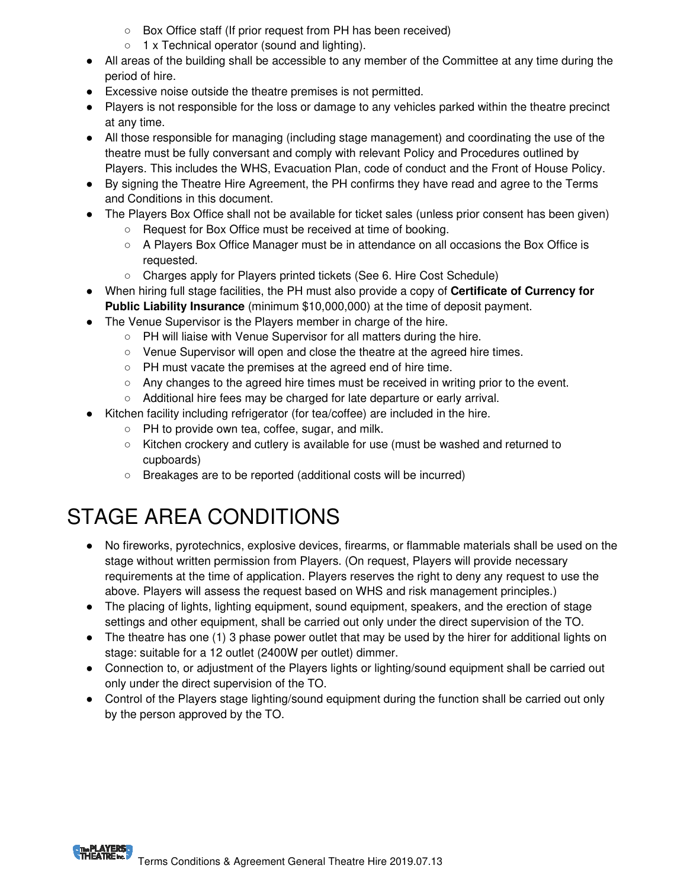- Box Office staff (If prior request from PH has been received)
    - 1 x Technical operator (sound and lighting).
- All areas of the building shall be accessible to any member of the Committee at any time during the period of hire.
- Excessive noise outside the theatre premises is not permitted.
- Players is not responsible for the loss or damage to any vehicles parked within the theatre precinct at any time.
- All those responsible for managing (including stage management) and coordinating the use of the theatre must be fully conversant and comply with relevant Policy and Procedures outlined by Players. This includes the WHS, Evacuation Plan, code of conduct and the Front of House Policy.
- By signing the Theatre Hire Agreement, the PH confirms they have read and agree to the Terms and Conditions in this document.
- The Players Box Office shall not be available for ticket sales (unless prior consent has been given)
    - Request for Box Office must be received at time of booking.
    - A Players Box Office Manager must be in attendance on all occasions the Box Office is requested.
    - Charges apply for Players printed tickets (See 6. Hire Cost Schedule)
- When hiring full stage facilities, the PH must also provide a copy of **Certificate of Currency for Public Liability Insurance** (minimum $10,000,000) at the time of deposit payment.
- The Venue Supervisor is the Players member in charge of the hire.
    - PH will liaise with Venue Supervisor for all matters during the hire.
    - Venue Supervisor will open and close the theatre at the agreed hire times.
    - PH must vacate the premises at the agreed end of hire time.
    - Any changes to the agreed hire times must be received in writing prior to the event.
    - Additional hire fees may be charged for late departure or early arrival.
- Kitchen facility including refrigerator (for tea/coffee) are included in the hire.
    - PH to provide own tea, coffee, sugar, and milk.
    - Kitchen crockery and cutlery is available for use (must be washed and returned to cupboards)
    - Breakages are to be reported (additional costs will be incurred)

# STAGE AREA CONDITIONS

- No fireworks, pyrotechnics, explosive devices, firearms, or flammable materials shall be used on the stage without written permission from Players. (On request, Players will provide necessary requirements at the time of application. Players reserves the right to deny any request to use the above. Players will assess the request based on WHS and risk management principles.)
- The placing of lights, lighting equipment, sound equipment, speakers, and the erection of stage settings and other equipment, shall be carried out only under the direct supervision of the TO.
- The theatre has one (1) 3 phase power outlet that may be used by the hirer for additional lights on stage: suitable for a 12 outlet (2400W per outlet) dimmer.
- Connection to, or adjustment of the Players lights or lighting/sound equipment shall be carried out only under the direct supervision of the TO.
- Control of the Players stage lighting/sound equipment during the function shall be carried out only by the person approved by the TO.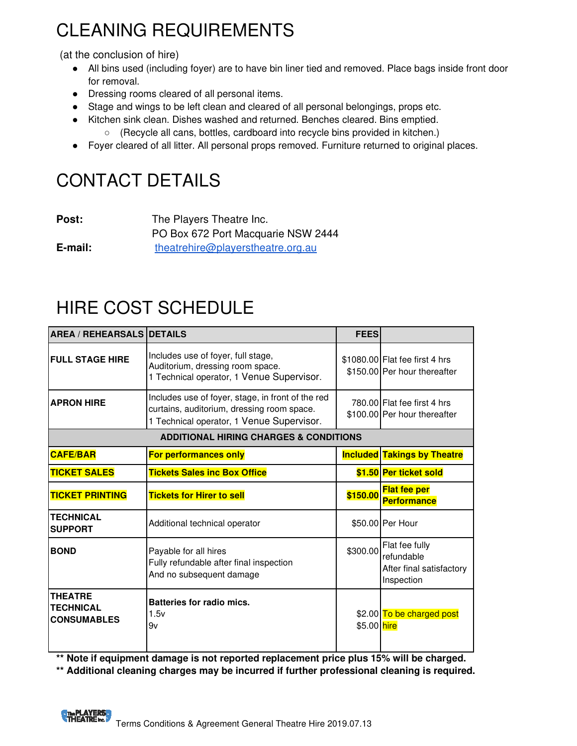# CLEANING REQUIREMENTS

(at the conclusion of hire)

- All bins used (including foyer) are to have bin liner tied and removed. Place bags inside front door for removal.
- Dressing rooms cleared of all personal items.
- Stage and wings to be left clean and cleared of all personal belongings, props etc.
- Kitchen sink clean. Dishes washed and returned. Benches cleared. Bins emptied.
    - (Recycle all cans, bottles, cardboard into recycle bins provided in kitchen.)
- Foyer cleared of all litter. All personal props removed. Furniture returned to original places.

# CONTACT DETAILS

**Post:** The Players Theatre Inc.
PO Box 672 Port Macquarie NSW 2444

**E-mail:** theatrehire@playerstheatre.org.au

# HIRE COST SCHEDULE

| AREA / REHEARSALS | DETAILS | FEES | |
|---|---|---|---|
| **FULL STAGE HIRE** | Includes use of foyer, full stage, Auditorium, dressing room space. 1 Technical operator, 1 Venue Supervisor. | $1080.00<br>$150.00 | Flat fee first 4 hrs<br>Per hour thereafter |
| **APRON HIRE** | Includes use of foyer, stage, in front of the red curtains, auditorium, dressing room space. 1 Technical operator, 1 Venue Supervisor. | 780.00<br>$100.00 | Flat fee first 4 hrs<br>Per hour thereafter |
| **ADDITIONAL HIRING CHARGES & CONDITIONS** | | | |
| **CAFE/BAR** | **For performances only** | **Included** | **Takings by Theatre** |
| **TICKET SALES** | **Tickets Sales inc Box Office** | **$1.50** | **Per ticket sold** |
| **TICKET PRINTING** | **Tickets for Hirer to sell** | **$150.00** | **Flat fee per Performance** |
| **TECHNICAL SUPPORT** | Additional technical operator | $50.00 | Per Hour |
| **BOND** | Payable for all hires<br>Fully refundable after final inspection<br>And no subsequent damage | $300.00 | Flat fee fully refundable<br>After final satisfactory Inspection |
| **THEATRE TECHNICAL CONSUMABLES** | **Batteries for radio mics.**<br>1.5v<br>9v | $2.00<br>$5.00 | To be charged post hire |

**\*\* Note if equipment damage is not reported replacement price plus 15% will be charged.**

**\*\* Additional cleaning charges may be incurred if further professional cleaning is required.**